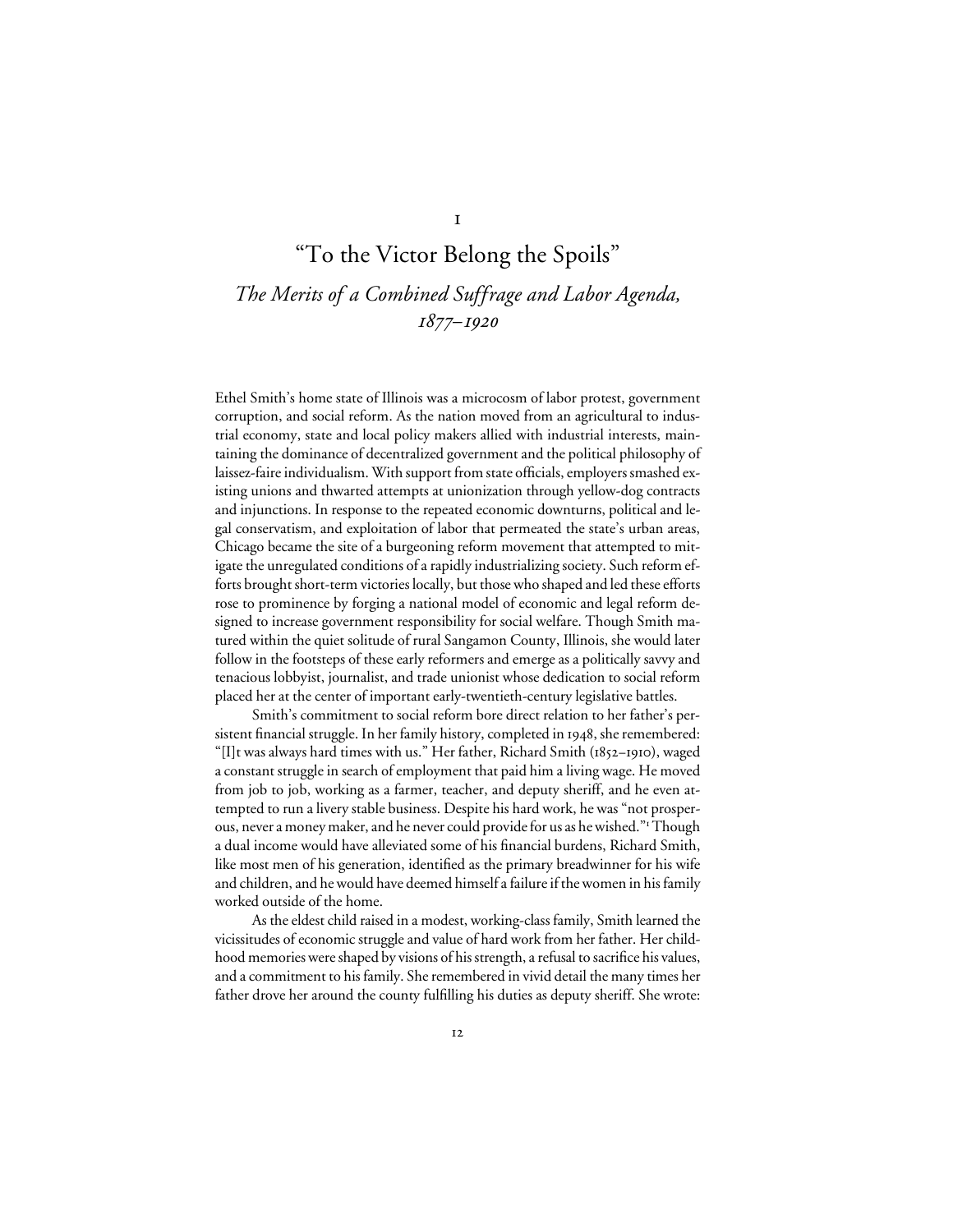# 1

# "To the Victor Belong the Spoils"

## *The Merits of a Combined Suffrage and Labor Agenda, 1877–1920*

Ethel Smith's home state of Illinois was a microcosm of labor protest, government corruption, and social reform. As the nation moved from an agricultural to industrial economy, state and local policy makers allied with industrial interests, maintaining the dominance of decentralized government and the political philosophy of laissez-faire individualism. With support from state officials, employers smashed existing unions and thwarted attempts at unionization through yellow-dog contracts and injunctions. In response to the repeated economic downturns, political and legal conservatism, and exploitation of labor that permeated the state's urban areas, Chicago became the site of a burgeoning reform movement that attempted to mitigate the unregulated conditions of a rapidly industrializing society. Such reform efforts brought short-term victories locally, but those who shaped and led these efforts rose to prominence by forging a national model of economic and legal reform designed to increase government responsibility for social welfare. Though Smith matured within the quiet solitude of rural Sangamon County, Illinois, she would later follow in the footsteps of these early reformers and emerge as a politically savvy and tenacious lobbyist, journalist, and trade unionist whose dedication to social reform placed her at the center of important early-twentieth-century legislative battles.

Smith's commitment to social reform bore direct relation to her father's persistent financial struggle. In her family history, completed in 1948, she remembered: "[I]t was always hard times with us." Her father, Richard Smith (1852–1910), waged a constant struggle in search of employment that paid him a living wage. He moved from job to job, working as a farmer, teacher, and deputy sheriff, and he even attempted to run a livery stable business. Despite his hard work, he was "not prosperous, never a money maker, and he never could provide for us as he wished."[1] Though a dual income would have alleviated some of his financial burdens, Richard Smith, like most men of his generation, identified as the primary breadwinner for his wife and children, and he would have deemed himself a failure if the women in his family worked outside of the home.

As the eldest child raised in a modest, working-class family, Smith learned the vicissitudes of economic struggle and value of hard work from her father. Her childhood memories were shaped by visions of his strength, a refusal to sacrifice his values, and a commitment to his family. She remembered in vivid detail the many times her father drove her around the county fulfilling his duties as deputy sheriff. She wrote: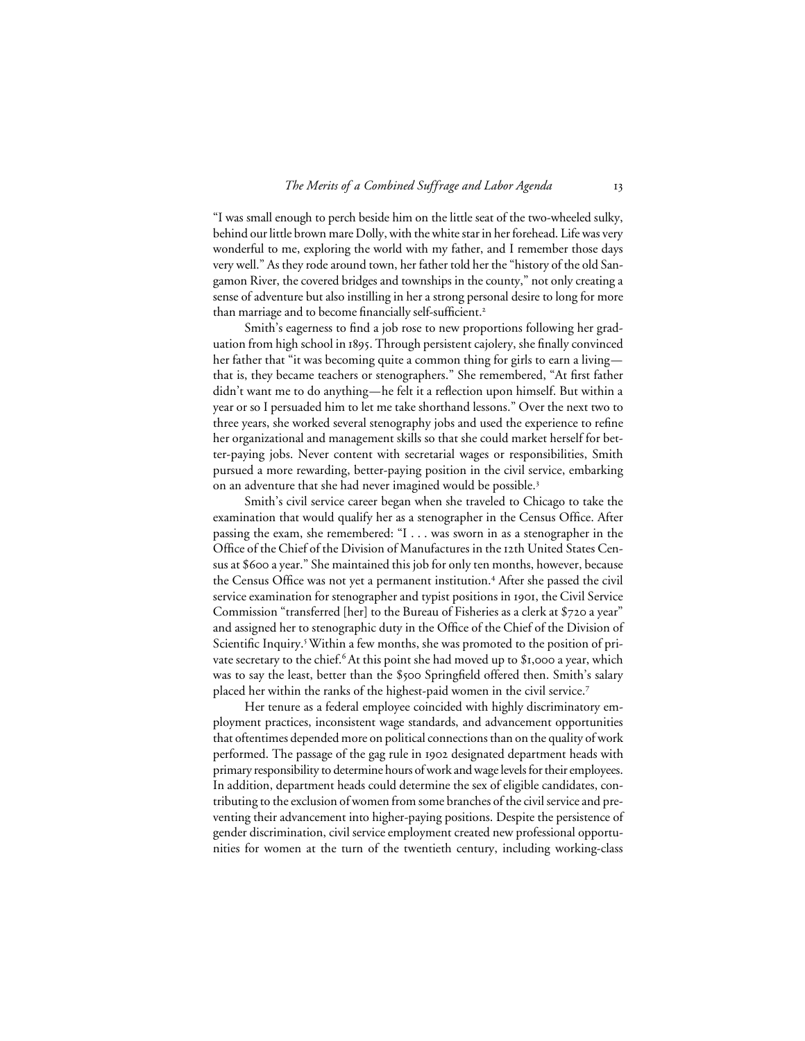"I was small enough to perch beside him on the little seat of the two-wheeled sulky, behind our little brown mare Dolly, with the white star in her forehead. Life was very wonderful to me, exploring the world with my father, and I remember those days very well." As they rode around town, her father told her the "history of the old Sangamon River, the covered bridges and townships in the county," not only creating a sense of adventure but also instilling in her a strong personal desire to long for more than marriage and to become financially self-sufficient.[2]

Smith's eagerness to find a job rose to new proportions following her graduation from high school in 1895. Through persistent cajolery, she finally convinced her father that "it was becoming quite a common thing for girls to earn a living—that is, they became teachers or stenographers." She remembered, "At first father didn't want me to do anything—he felt it a reflection upon himself. But within a year or so I persuaded him to let me take shorthand lessons." Over the next two to three years, she worked several stenography jobs and used the experience to refine her organizational and management skills so that she could market herself for better-paying jobs. Never content with secretarial wages or responsibilities, Smith pursued a more rewarding, better-paying position in the civil service, embarking on an adventure that she had never imagined would be possible.[3]

Smith's civil service career began when she traveled to Chicago to take the examination that would qualify her as a stenographer in the Census Office. After passing the exam, she remembered: "I . . . was sworn in as a stenographer in the Office of the Chief of the Division of Manufactures in the 12th United States Census at $600 a year." She maintained this job for only ten months, however, because the Census Office was not yet a permanent institution.[4] After she passed the civil service examination for stenographer and typist positions in 1901, the Civil Service Commission "transferred [her] to the Bureau of Fisheries as a clerk at $720 a year" and assigned her to stenographic duty in the Office of the Chief of the Division of Scientific Inquiry.[5] Within a few months, she was promoted to the position of private secretary to the chief.[6] At this point she had moved up to $1,000 a year, which was to say the least, better than the $500 Springfield offered then. Smith's salary placed her within the ranks of the highest-paid women in the civil service.[7]

Her tenure as a federal employee coincided with highly discriminatory employment practices, inconsistent wage standards, and advancement opportunities that oftentimes depended more on political connections than on the quality of work performed. The passage of the gag rule in 1902 designated department heads with primary responsibility to determine hours of work and wage levels for their employees. In addition, department heads could determine the sex of eligible candidates, contributing to the exclusion of women from some branches of the civil service and preventing their advancement into higher-paying positions. Despite the persistence of gender discrimination, civil service employment created new professional opportunities for women at the turn of the twentieth century, including working-class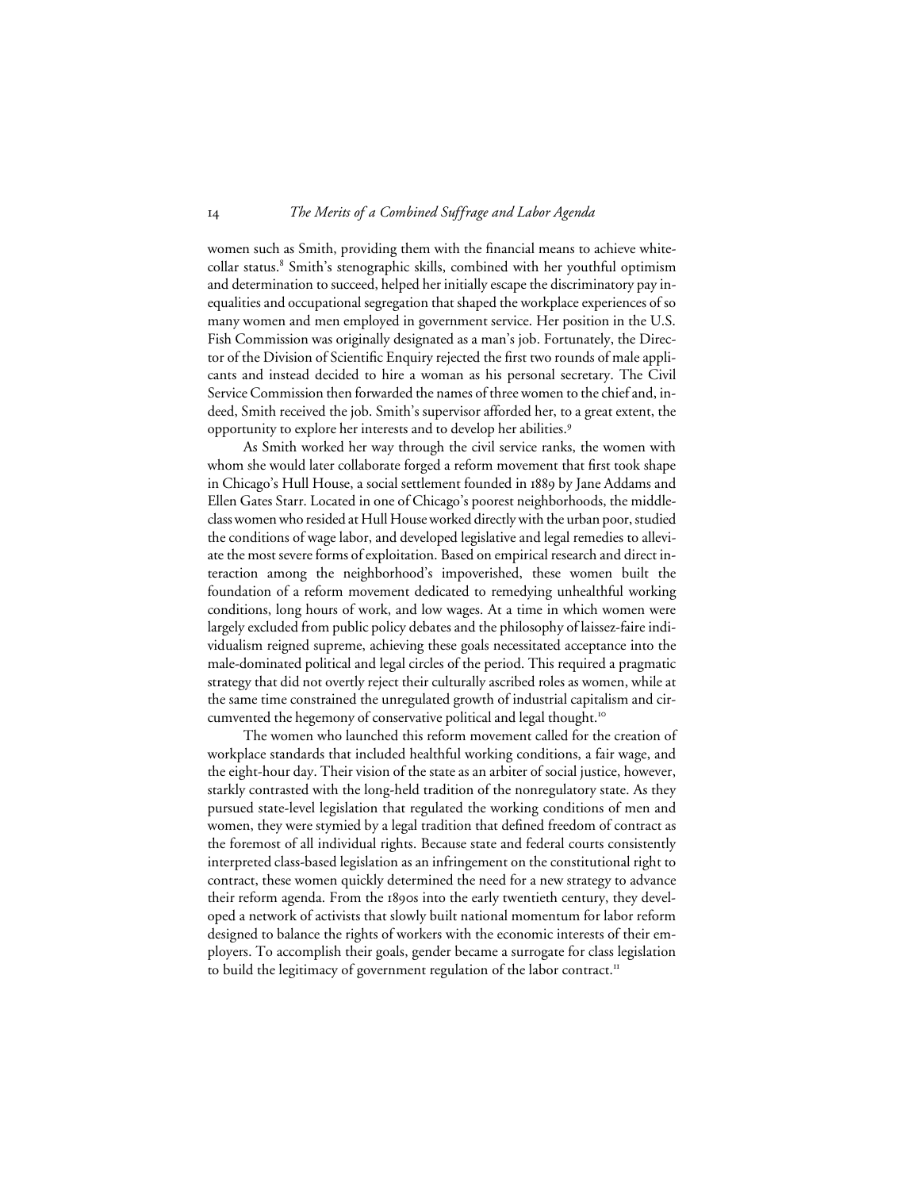women such as Smith, providing them with the financial means to achieve white-collar status.[8] Smith's stenographic skills, combined with her youthful optimism and determination to succeed, helped her initially escape the discriminatory pay inequalities and occupational segregation that shaped the workplace experiences of so many women and men employed in government service. Her position in the U.S. Fish Commission was originally designated as a man's job. Fortunately, the Director of the Division of Scientific Enquiry rejected the first two rounds of male applicants and instead decided to hire a woman as his personal secretary. The Civil Service Commission then forwarded the names of three women to the chief and, indeed, Smith received the job. Smith's supervisor afforded her, to a great extent, the opportunity to explore her interests and to develop her abilities.[9]

As Smith worked her way through the civil service ranks, the women with whom she would later collaborate forged a reform movement that first took shape in Chicago's Hull House, a social settlement founded in 1889 by Jane Addams and Ellen Gates Starr. Located in one of Chicago's poorest neighborhoods, the middle-class women who resided at Hull House worked directly with the urban poor, studied the conditions of wage labor, and developed legislative and legal remedies to alleviate the most severe forms of exploitation. Based on empirical research and direct interaction among the neighborhood's impoverished, these women built the foundation of a reform movement dedicated to remedying unhealthful working conditions, long hours of work, and low wages. At a time in which women were largely excluded from public policy debates and the philosophy of laissez-faire individualism reigned supreme, achieving these goals necessitated acceptance into the male-dominated political and legal circles of the period. This required a pragmatic strategy that did not overtly reject their culturally ascribed roles as women, while at the same time constrained the unregulated growth of industrial capitalism and circumvented the hegemony of conservative political and legal thought.[10]

The women who launched this reform movement called for the creation of workplace standards that included healthful working conditions, a fair wage, and the eight-hour day. Their vision of the state as an arbiter of social justice, however, starkly contrasted with the long-held tradition of the nonregulatory state. As they pursued state-level legislation that regulated the working conditions of men and women, they were stymied by a legal tradition that defined freedom of contract as the foremost of all individual rights. Because state and federal courts consistently interpreted class-based legislation as an infringement on the constitutional right to contract, these women quickly determined the need for a new strategy to advance their reform agenda. From the 1890s into the early twentieth century, they developed a network of activists that slowly built national momentum for labor reform designed to balance the rights of workers with the economic interests of their employers. To accomplish their goals, gender became a surrogate for class legislation to build the legitimacy of government regulation of the labor contract.[11]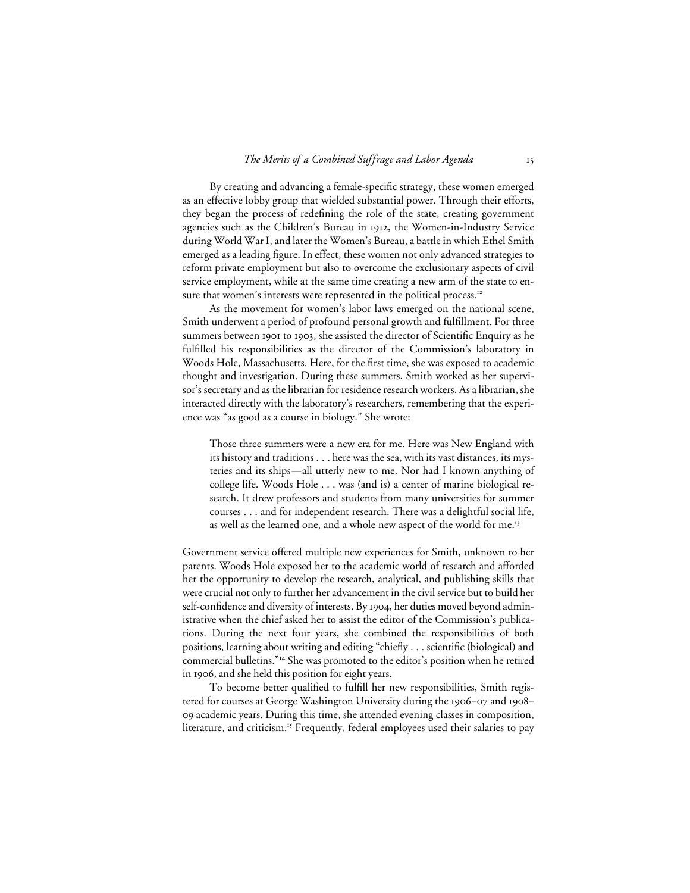By creating and advancing a female-specific strategy, these women emerged as an effective lobby group that wielded substantial power. Through their efforts, they began the process of redefining the role of the state, creating government agencies such as the Children's Bureau in 1912, the Women-in-Industry Service during World War I, and later the Women's Bureau, a battle in which Ethel Smith emerged as a leading figure. In effect, these women not only advanced strategies to reform private employment but also to overcome the exclusionary aspects of civil service employment, while at the same time creating a new arm of the state to ensure that women's interests were represented in the political process.[12]

As the movement for women's labor laws emerged on the national scene, Smith underwent a period of profound personal growth and fulfillment. For three summers between 1901 to 1903, she assisted the director of Scientific Enquiry as he fulfilled his responsibilities as the director of the Commission's laboratory in Woods Hole, Massachusetts. Here, for the first time, she was exposed to academic thought and investigation. During these summers, Smith worked as her supervisor's secretary and as the librarian for residence research workers. As a librarian, she interacted directly with the laboratory's researchers, remembering that the experience was "as good as a course in biology." She wrote:

> Those three summers were a new era for me. Here was New England with its history and traditions . . . here was the sea, with its vast distances, its mysteries and its ships—all utterly new to me. Nor had I known anything of college life. Woods Hole . . . was (and is) a center of marine biological research. It drew professors and students from many universities for summer courses . . . and for independent research. There was a delightful social life, as well as the learned one, and a whole new aspect of the world for me.[13]

Government service offered multiple new experiences for Smith, unknown to her parents. Woods Hole exposed her to the academic world of research and afforded her the opportunity to develop the research, analytical, and publishing skills that were crucial not only to further her advancement in the civil service but to build her self-confidence and diversity of interests. By 1904, her duties moved beyond administrative when the chief asked her to assist the editor of the Commission's publications. During the next four years, she combined the responsibilities of both positions, learning about writing and editing "chiefly . . . scientific (biological) and commercial bulletins."[14] She was promoted to the editor's position when he retired in 1906, and she held this position for eight years.

To become better qualified to fulfill her new responsibilities, Smith registered for courses at George Washington University during the 1906–07 and 1908–09 academic years. During this time, she attended evening classes in composition, literature, and criticism.[15] Frequently, federal employees used their salaries to pay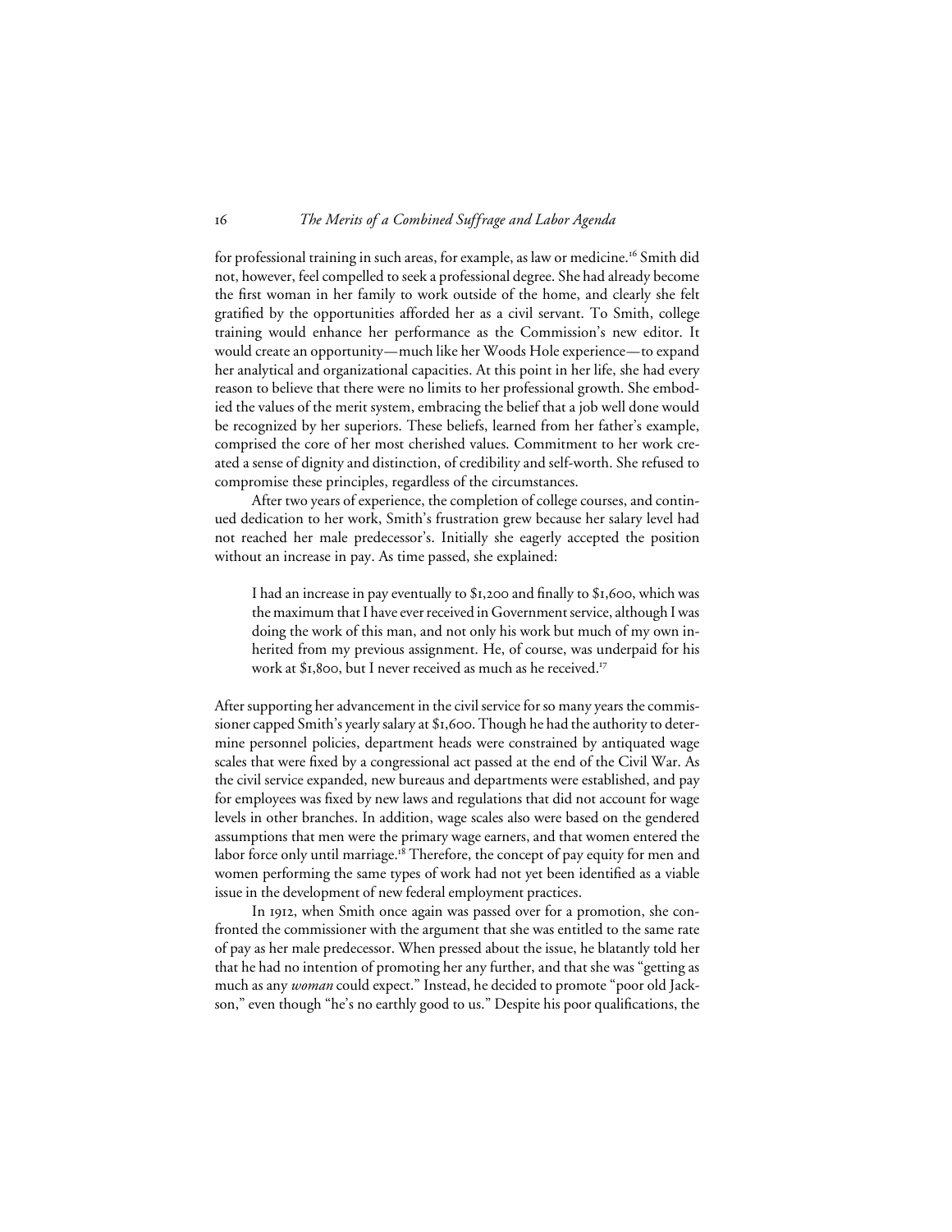for professional training in such areas, for example, as law or medicine.[16] Smith did not, however, feel compelled to seek a professional degree. She had already become the first woman in her family to work outside of the home, and clearly she felt gratified by the opportunities afforded her as a civil servant. To Smith, college training would enhance her performance as the Commission's new editor. It would create an opportunity—much like her Woods Hole experience—to expand her analytical and organizational capacities. At this point in her life, she had every reason to believe that there were no limits to her professional growth. She embodied the values of the merit system, embracing the belief that a job well done would be recognized by her superiors. These beliefs, learned from her father's example, comprised the core of her most cherished values. Commitment to her work created a sense of dignity and distinction, of credibility and self-worth. She refused to compromise these principles, regardless of the circumstances.

After two years of experience, the completion of college courses, and continued dedication to her work, Smith's frustration grew because her salary level had not reached her male predecessor's. Initially she eagerly accepted the position without an increase in pay. As time passed, she explained:

> I had an increase in pay eventually to $1,200 and finally to $1,600, which was the maximum that I have ever received in Government service, although I was doing the work of this man, and not only his work but much of my own inherited from my previous assignment. He, of course, was underpaid for his work at $1,800, but I never received as much as he received.[17]

After supporting her advancement in the civil service for so many years the commissioner capped Smith's yearly salary at $1,600. Though he had the authority to determine personnel policies, department heads were constrained by antiquated wage scales that were fixed by a congressional act passed at the end of the Civil War. As the civil service expanded, new bureaus and departments were established, and pay for employees was fixed by new laws and regulations that did not account for wage levels in other branches. In addition, wage scales also were based on the gendered assumptions that men were the primary wage earners, and that women entered the labor force only until marriage.[18] Therefore, the concept of pay equity for men and women performing the same types of work had not yet been identified as a viable issue in the development of new federal employment practices.

In 1912, when Smith once again was passed over for a promotion, she confronted the commissioner with the argument that she was entitled to the same rate of pay as her male predecessor. When pressed about the issue, he blatantly told her that he had no intention of promoting her any further, and that she was "getting as much as any *woman* could expect." Instead, he decided to promote "poor old Jackson," even though "he's no earthly good to us." Despite his poor qualifications, the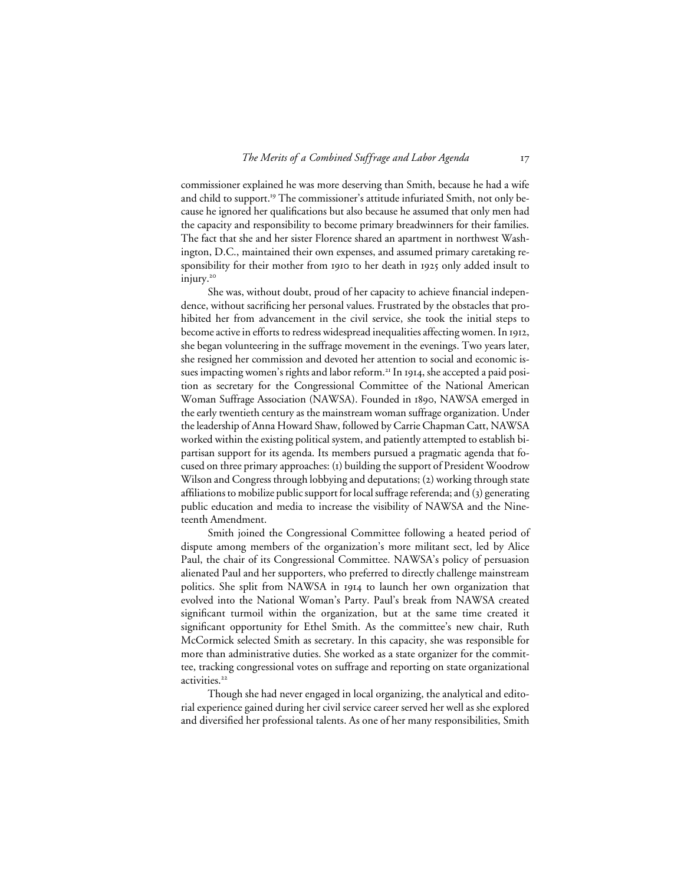commissioner explained he was more deserving than Smith, because he had a wife and child to support.[19] The commissioner's attitude infuriated Smith, not only because he ignored her qualifications but also because he assumed that only men had the capacity and responsibility to become primary breadwinners for their families. The fact that she and her sister Florence shared an apartment in northwest Washington, D.C., maintained their own expenses, and assumed primary caretaking responsibility for their mother from 1910 to her death in 1925 only added insult to injury.[20]

She was, without doubt, proud of her capacity to achieve financial independence, without sacrificing her personal values. Frustrated by the obstacles that prohibited her from advancement in the civil service, she took the initial steps to become active in efforts to redress widespread inequalities affecting women. In 1912, she began volunteering in the suffrage movement in the evenings. Two years later, she resigned her commission and devoted her attention to social and economic issues impacting women's rights and labor reform.[21] In 1914, she accepted a paid position as secretary for the Congressional Committee of the National American Woman Suffrage Association (NAWSA). Founded in 1890, NAWSA emerged in the early twentieth century as the mainstream woman suffrage organization. Under the leadership of Anna Howard Shaw, followed by Carrie Chapman Catt, NAWSA worked within the existing political system, and patiently attempted to establish bipartisan support for its agenda. Its members pursued a pragmatic agenda that focused on three primary approaches: (1) building the support of President Woodrow Wilson and Congress through lobbying and deputations; (2) working through state affiliations to mobilize public support for local suffrage referenda; and (3) generating public education and media to increase the visibility of NAWSA and the Nineteenth Amendment.

Smith joined the Congressional Committee following a heated period of dispute among members of the organization's more militant sect, led by Alice Paul, the chair of its Congressional Committee. NAWSA's policy of persuasion alienated Paul and her supporters, who preferred to directly challenge mainstream politics. She split from NAWSA in 1914 to launch her own organization that evolved into the National Woman's Party. Paul's break from NAWSA created significant turmoil within the organization, but at the same time created it significant opportunity for Ethel Smith. As the committee's new chair, Ruth McCormick selected Smith as secretary. In this capacity, she was responsible for more than administrative duties. She worked as a state organizer for the committee, tracking congressional votes on suffrage and reporting on state organizational activities.[22]

Though she had never engaged in local organizing, the analytical and editorial experience gained during her civil service career served her well as she explored and diversified her professional talents. As one of her many responsibilities, Smith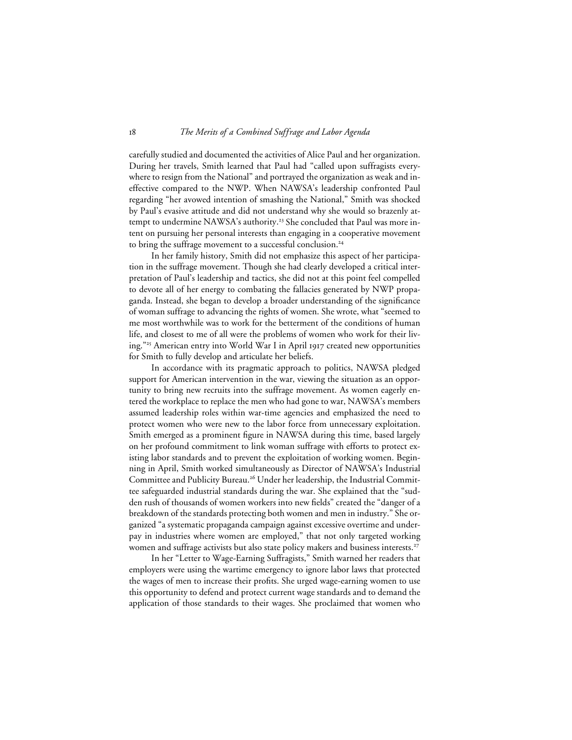carefully studied and documented the activities of Alice Paul and her organization. During her travels, Smith learned that Paul had "called upon suffragists everywhere to resign from the National" and portrayed the organization as weak and ineffective compared to the NWP. When NAWSA's leadership confronted Paul regarding "her avowed intention of smashing the National," Smith was shocked by Paul's evasive attitude and did not understand why she would so brazenly attempt to undermine NAWSA's authority.[23] She concluded that Paul was more intent on pursuing her personal interests than engaging in a cooperative movement to bring the suffrage movement to a successful conclusion.[24]

In her family history, Smith did not emphasize this aspect of her participation in the suffrage movement. Though she had clearly developed a critical interpretation of Paul's leadership and tactics, she did not at this point feel compelled to devote all of her energy to combating the fallacies generated by NWP propaganda. Instead, she began to develop a broader understanding of the significance of woman suffrage to advancing the rights of women. She wrote, what "seemed to me most worthwhile was to work for the betterment of the conditions of human life, and closest to me of all were the problems of women who work for their living."[25] American entry into World War I in April 1917 created new opportunities for Smith to fully develop and articulate her beliefs.

In accordance with its pragmatic approach to politics, NAWSA pledged support for American intervention in the war, viewing the situation as an opportunity to bring new recruits into the suffrage movement. As women eagerly entered the workplace to replace the men who had gone to war, NAWSA's members assumed leadership roles within war-time agencies and emphasized the need to protect women who were new to the labor force from unnecessary exploitation. Smith emerged as a prominent figure in NAWSA during this time, based largely on her profound commitment to link woman suffrage with efforts to protect existing labor standards and to prevent the exploitation of working women. Beginning in April, Smith worked simultaneously as Director of NAWSA's Industrial Committee and Publicity Bureau.[26] Under her leadership, the Industrial Committee safeguarded industrial standards during the war. She explained that the "sudden rush of thousands of women workers into new fields" created the "danger of a breakdown of the standards protecting both women and men in industry." She organized "a systematic propaganda campaign against excessive overtime and underpay in industries where women are employed," that not only targeted working women and suffrage activists but also state policy makers and business interests.[27]

In her "Letter to Wage-Earning Suffragists," Smith warned her readers that employers were using the wartime emergency to ignore labor laws that protected the wages of men to increase their profits. She urged wage-earning women to use this opportunity to defend and protect current wage standards and to demand the application of those standards to their wages. She proclaimed that women who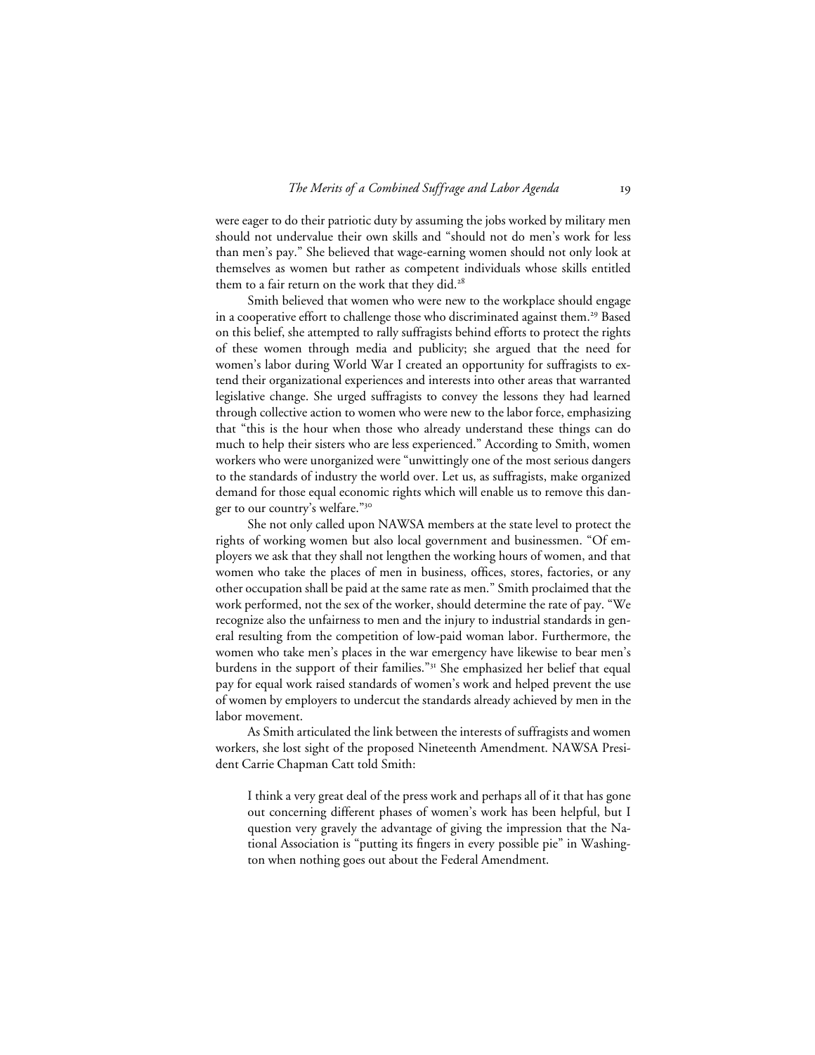were eager to do their patriotic duty by assuming the jobs worked by military men should not undervalue their own skills and "should not do men's work for less than men's pay." She believed that wage-earning women should not only look at themselves as women but rather as competent individuals whose skills entitled them to a fair return on the work that they did.[28]

Smith believed that women who were new to the workplace should engage in a cooperative effort to challenge those who discriminated against them.[29] Based on this belief, she attempted to rally suffragists behind efforts to protect the rights of these women through media and publicity; she argued that the need for women's labor during World War I created an opportunity for suffragists to extend their organizational experiences and interests into other areas that warranted legislative change. She urged suffragists to convey the lessons they had learned through collective action to women who were new to the labor force, emphasizing that "this is the hour when those who already understand these things can do much to help their sisters who are less experienced." According to Smith, women workers who were unorganized were "unwittingly one of the most serious dangers to the standards of industry the world over. Let us, as suffragists, make organized demand for those equal economic rights which will enable us to remove this danger to our country's welfare."[30]

She not only called upon NAWSA members at the state level to protect the rights of working women but also local government and businessmen. "Of employers we ask that they shall not lengthen the working hours of women, and that women who take the places of men in business, offices, stores, factories, or any other occupation shall be paid at the same rate as men." Smith proclaimed that the work performed, not the sex of the worker, should determine the rate of pay. "We recognize also the unfairness to men and the injury to industrial standards in general resulting from the competition of low-paid woman labor. Furthermore, the women who take men's places in the war emergency have likewise to bear men's burdens in the support of their families."[31] She emphasized her belief that equal pay for equal work raised standards of women's work and helped prevent the use of women by employers to undercut the standards already achieved by men in the labor movement.

As Smith articulated the link between the interests of suffragists and women workers, she lost sight of the proposed Nineteenth Amendment. NAWSA President Carrie Chapman Catt told Smith:

> I think a very great deal of the press work and perhaps all of it that has gone out concerning different phases of women's work has been helpful, but I question very gravely the advantage of giving the impression that the National Association is "putting its fingers in every possible pie" in Washington when nothing goes out about the Federal Amendment.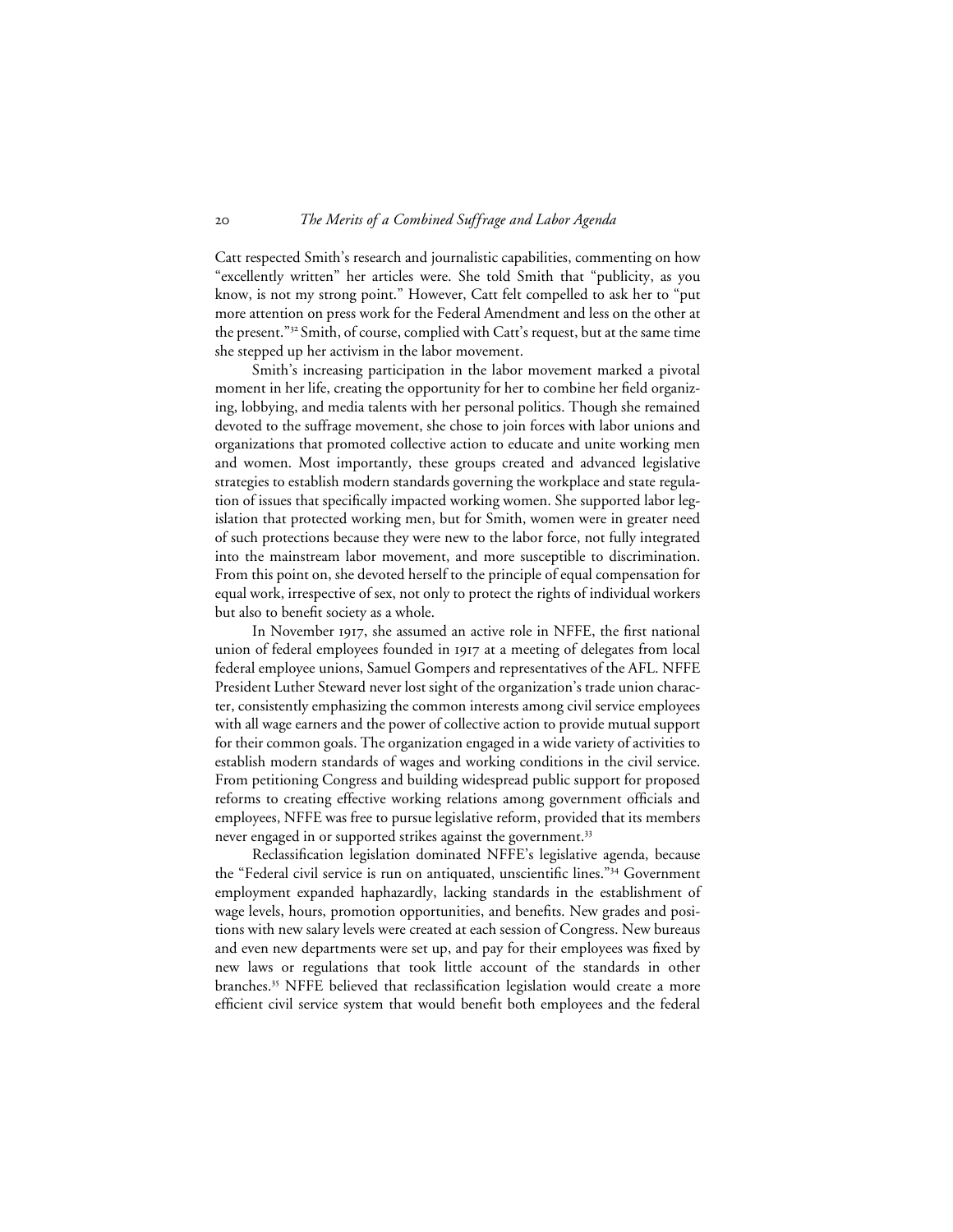Catt respected Smith's research and journalistic capabilities, commenting on how "excellently written" her articles were. She told Smith that "publicity, as you know, is not my strong point." However, Catt felt compelled to ask her to "put more attention on press work for the Federal Amendment and less on the other at the present."[32] Smith, of course, complied with Catt's request, but at the same time she stepped up her activism in the labor movement.

Smith's increasing participation in the labor movement marked a pivotal moment in her life, creating the opportunity for her to combine her field organizing, lobbying, and media talents with her personal politics. Though she remained devoted to the suffrage movement, she chose to join forces with labor unions and organizations that promoted collective action to educate and unite working men and women. Most importantly, these groups created and advanced legislative strategies to establish modern standards governing the workplace and state regulation of issues that specifically impacted working women. She supported labor legislation that protected working men, but for Smith, women were in greater need of such protections because they were new to the labor force, not fully integrated into the mainstream labor movement, and more susceptible to discrimination. From this point on, she devoted herself to the principle of equal compensation for equal work, irrespective of sex, not only to protect the rights of individual workers but also to benefit society as a whole.

In November 1917, she assumed an active role in NFFE, the first national union of federal employees founded in 1917 at a meeting of delegates from local federal employee unions, Samuel Gompers and representatives of the AFL. NFFE President Luther Steward never lost sight of the organization's trade union character, consistently emphasizing the common interests among civil service employees with all wage earners and the power of collective action to provide mutual support for their common goals. The organization engaged in a wide variety of activities to establish modern standards of wages and working conditions in the civil service. From petitioning Congress and building widespread public support for proposed reforms to creating effective working relations among government officials and employees, NFFE was free to pursue legislative reform, provided that its members never engaged in or supported strikes against the government.[33]

Reclassification legislation dominated NFFE's legislative agenda, because the "Federal civil service is run on antiquated, unscientific lines."[34] Government employment expanded haphazardly, lacking standards in the establishment of wage levels, hours, promotion opportunities, and benefits. New grades and positions with new salary levels were created at each session of Congress. New bureaus and even new departments were set up, and pay for their employees was fixed by new laws or regulations that took little account of the standards in other branches.[35] NFFE believed that reclassification legislation would create a more efficient civil service system that would benefit both employees and the federal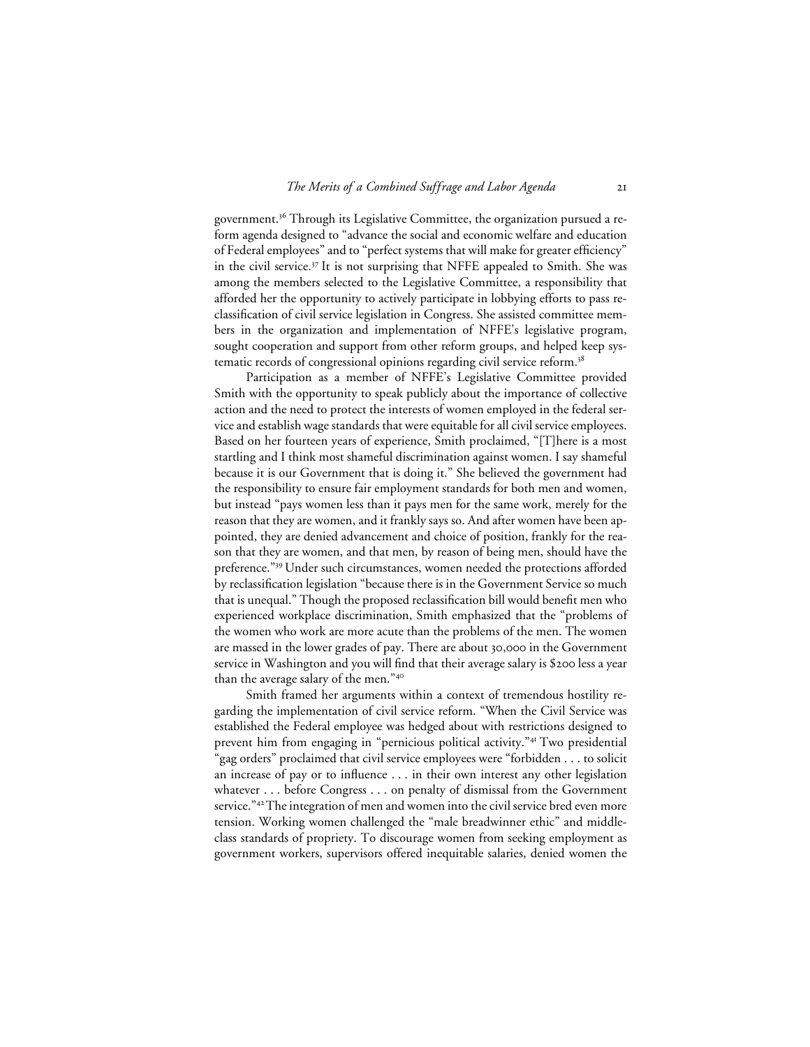government.[36] Through its Legislative Committee, the organization pursued a reform agenda designed to "advance the social and economic welfare and education of Federal employees" and to "perfect systems that will make for greater efficiency" in the civil service.[37] It is not surprising that NFFE appealed to Smith. She was among the members selected to the Legislative Committee, a responsibility that afforded her the opportunity to actively participate in lobbying efforts to pass reclassification of civil service legislation in Congress. She assisted committee members in the organization and implementation of NFFE's legislative program, sought cooperation and support from other reform groups, and helped keep systematic records of congressional opinions regarding civil service reform.[38]

Participation as a member of NFFE's Legislative Committee provided Smith with the opportunity to speak publicly about the importance of collective action and the need to protect the interests of women employed in the federal service and establish wage standards that were equitable for all civil service employees. Based on her fourteen years of experience, Smith proclaimed, "[T]here is a most startling and I think most shameful discrimination against women. I say shameful because it is our Government that is doing it." She believed the government had the responsibility to ensure fair employment standards for both men and women, but instead "pays women less than it pays men for the same work, merely for the reason that they are women, and it frankly says so. And after women have been appointed, they are denied advancement and choice of position, frankly for the reason that they are women, and that men, by reason of being men, should have the preference."[39] Under such circumstances, women needed the protections afforded by reclassification legislation "because there is in the Government Service so much that is unequal." Though the proposed reclassification bill would benefit men who experienced workplace discrimination, Smith emphasized that the "problems of the women who work are more acute than the problems of the men. The women are massed in the lower grades of pay. There are about 30,000 in the Government service in Washington and you will find that their average salary is $200 less a year than the average salary of the men."[40]

Smith framed her arguments within a context of tremendous hostility regarding the implementation of civil service reform. "When the Civil Service was established the Federal employee was hedged about with restrictions designed to prevent him from engaging in "pernicious political activity."[41] Two presidential "gag orders" proclaimed that civil service employees were "forbidden . . . to solicit an increase of pay or to influence . . . in their own interest any other legislation whatever . . . before Congress . . . on penalty of dismissal from the Government service."[42] The integration of men and women into the civil service bred even more tension. Working women challenged the "male breadwinner ethic" and middle-class standards of propriety. To discourage women from seeking employment as government workers, supervisors offered inequitable salaries, denied women the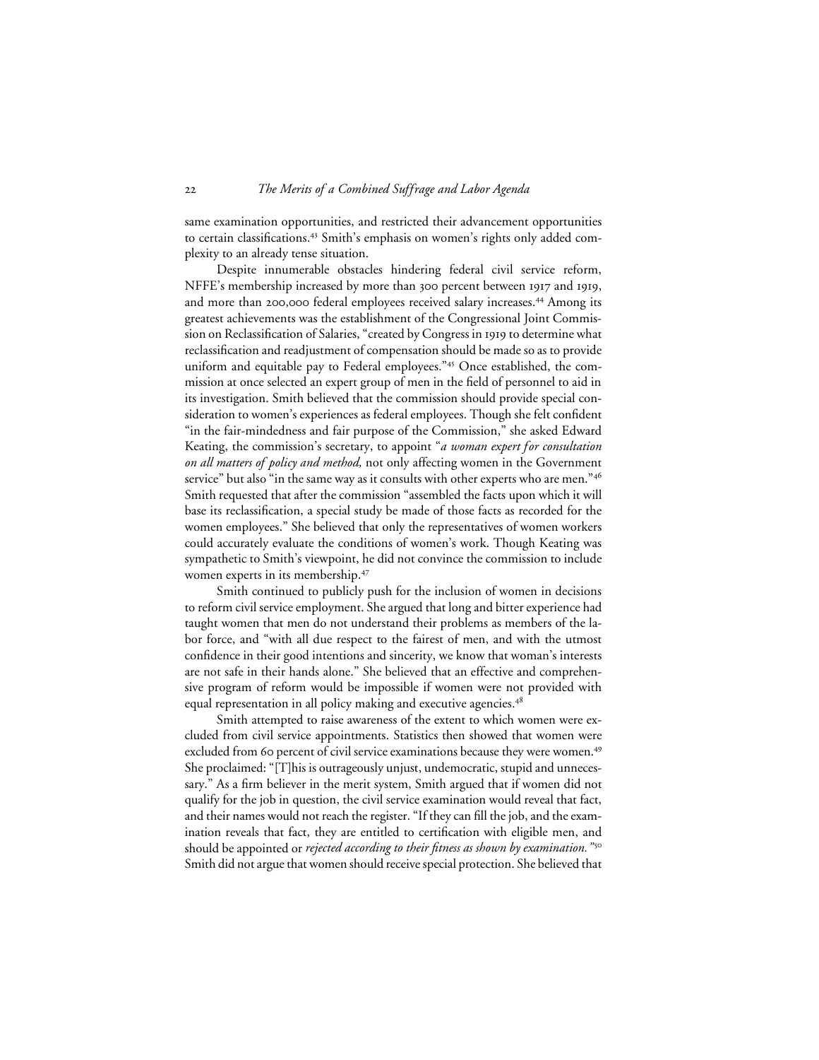same examination opportunities, and restricted their advancement opportunities to certain classifications.[43] Smith's emphasis on women's rights only added complexity to an already tense situation.

Despite innumerable obstacles hindering federal civil service reform, NFFE's membership increased by more than 300 percent between 1917 and 1919, and more than 200,000 federal employees received salary increases.[44] Among its greatest achievements was the establishment of the Congressional Joint Commission on Reclassification of Salaries, "created by Congress in 1919 to determine what reclassification and readjustment of compensation should be made so as to provide uniform and equitable pay to Federal employees."[45] Once established, the commission at once selected an expert group of men in the field of personnel to aid in its investigation. Smith believed that the commission should provide special consideration to women's experiences as federal employees. Though she felt confident "in the fair-mindedness and fair purpose of the Commission," she asked Edward Keating, the commission's secretary, to appoint "*a woman expert for consultation on all matters of policy and method,* not only affecting women in the Government service" but also "in the same way as it consults with other experts who are men."[46] Smith requested that after the commission "assembled the facts upon which it will base its reclassification, a special study be made of those facts as recorded for the women employees." She believed that only the representatives of women workers could accurately evaluate the conditions of women's work. Though Keating was sympathetic to Smith's viewpoint, he did not convince the commission to include women experts in its membership.[47]

Smith continued to publicly push for the inclusion of women in decisions to reform civil service employment. She argued that long and bitter experience had taught women that men do not understand their problems as members of the labor force, and "with all due respect to the fairest of men, and with the utmost confidence in their good intentions and sincerity, we know that woman's interests are not safe in their hands alone." She believed that an effective and comprehensive program of reform would be impossible if women were not provided with equal representation in all policy making and executive agencies.[48]

Smith attempted to raise awareness of the extent to which women were excluded from civil service appointments. Statistics then showed that women were excluded from 60 percent of civil service examinations because they were women.[49] She proclaimed: "[T]his is outrageously unjust, undemocratic, stupid and unnecessary." As a firm believer in the merit system, Smith argued that if women did not qualify for the job in question, the civil service examination would reveal that fact, and their names would not reach the register. "If they can fill the job, and the examination reveals that fact, they are entitled to certification with eligible men, and should be appointed or *rejected according to their fitness as shown by examination.*"[50] Smith did not argue that women should receive special protection. She believed that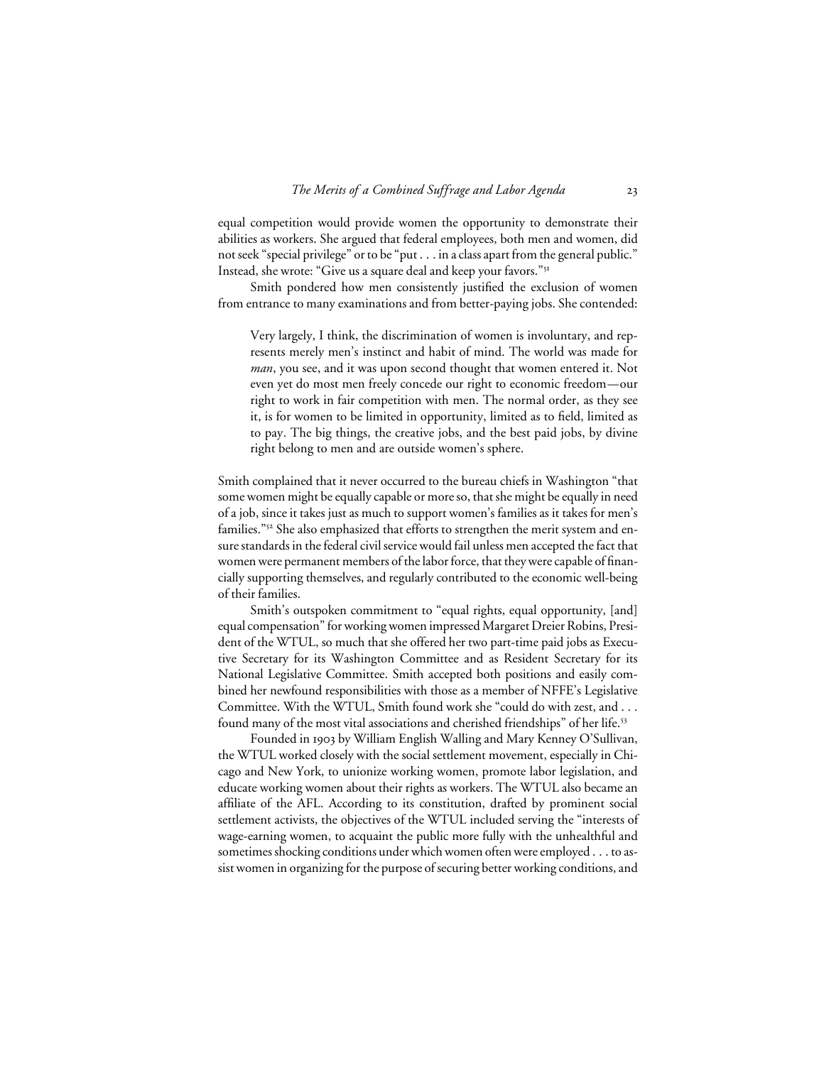equal competition would provide women the opportunity to demonstrate their abilities as workers. She argued that federal employees, both men and women, did not seek "special privilege" or to be "put . . . in a class apart from the general public." Instead, she wrote: "Give us a square deal and keep your favors."[51]

Smith pondered how men consistently justified the exclusion of women from entrance to many examinations and from better-paying jobs. She contended:

> Very largely, I think, the discrimination of women is involuntary, and represents merely men's instinct and habit of mind. The world was made for *man*, you see, and it was upon second thought that women entered it. Not even yet do most men freely concede our right to economic freedom—our right to work in fair competition with men. The normal order, as they see it, is for women to be limited in opportunity, limited as to field, limited as to pay. The big things, the creative jobs, and the best paid jobs, by divine right belong to men and are outside women's sphere.

Smith complained that it never occurred to the bureau chiefs in Washington "that some women might be equally capable or more so, that she might be equally in need of a job, since it takes just as much to support women's families as it takes for men's families."[52] She also emphasized that efforts to strengthen the merit system and ensure standards in the federal civil service would fail unless men accepted the fact that women were permanent members of the labor force, that they were capable of financially supporting themselves, and regularly contributed to the economic well-being of their families.

Smith's outspoken commitment to "equal rights, equal opportunity, [and] equal compensation" for working women impressed Margaret Dreier Robins, President of the WTUL, so much that she offered her two part-time paid jobs as Executive Secretary for its Washington Committee and as Resident Secretary for its National Legislative Committee. Smith accepted both positions and easily combined her newfound responsibilities with those as a member of NFFE's Legislative Committee. With the WTUL, Smith found work she "could do with zest, and . . . found many of the most vital associations and cherished friendships" of her life.[53]

Founded in 1903 by William English Walling and Mary Kenney O'Sullivan, the WTUL worked closely with the social settlement movement, especially in Chicago and New York, to unionize working women, promote labor legislation, and educate working women about their rights as workers. The WTUL also became an affiliate of the AFL. According to its constitution, drafted by prominent social settlement activists, the objectives of the WTUL included serving the "interests of wage-earning women, to acquaint the public more fully with the unhealthful and sometimes shocking conditions under which women often were employed . . . to assist women in organizing for the purpose of securing better working conditions, and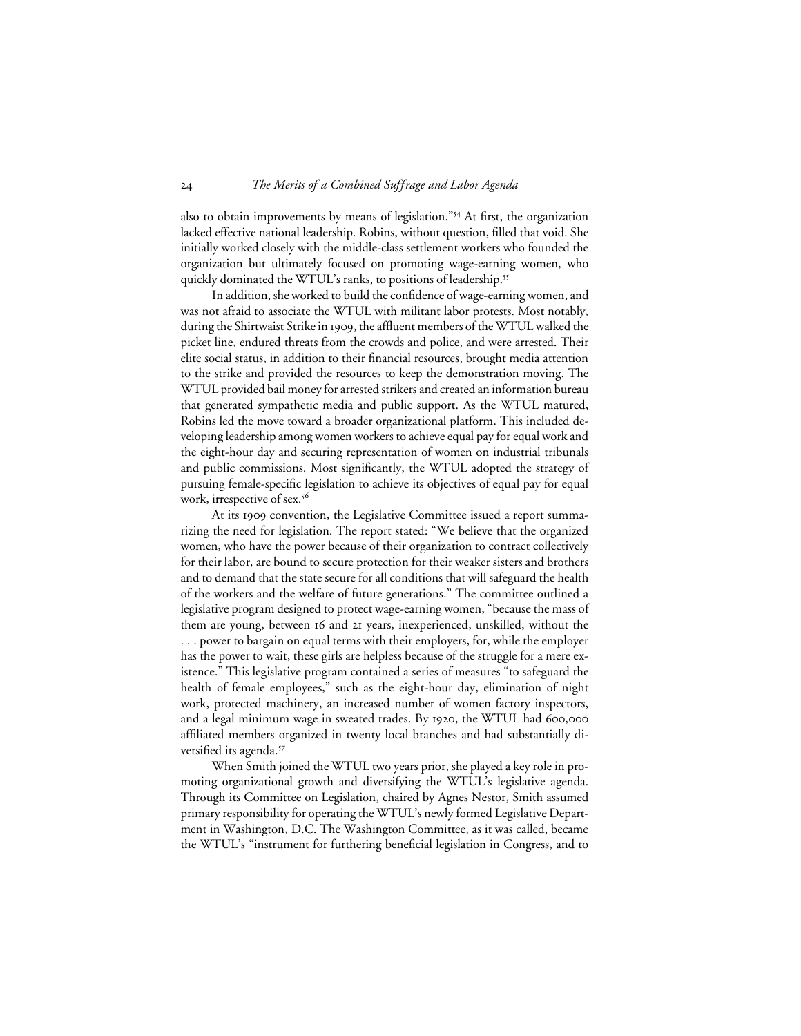also to obtain improvements by means of legislation."[54] At first, the organization lacked effective national leadership. Robins, without question, filled that void. She initially worked closely with the middle-class settlement workers who founded the organization but ultimately focused on promoting wage-earning women, who quickly dominated the WTUL's ranks, to positions of leadership.[55]

In addition, she worked to build the confidence of wage-earning women, and was not afraid to associate the WTUL with militant labor protests. Most notably, during the Shirtwaist Strike in 1909, the affluent members of the WTUL walked the picket line, endured threats from the crowds and police, and were arrested. Their elite social status, in addition to their financial resources, brought media attention to the strike and provided the resources to keep the demonstration moving. The WTUL provided bail money for arrested strikers and created an information bureau that generated sympathetic media and public support. As the WTUL matured, Robins led the move toward a broader organizational platform. This included developing leadership among women workers to achieve equal pay for equal work and the eight-hour day and securing representation of women on industrial tribunals and public commissions. Most significantly, the WTUL adopted the strategy of pursuing female-specific legislation to achieve its objectives of equal pay for equal work, irrespective of sex.[56]

At its 1909 convention, the Legislative Committee issued a report summarizing the need for legislation. The report stated: "We believe that the organized women, who have the power because of their organization to contract collectively for their labor, are bound to secure protection for their weaker sisters and brothers and to demand that the state secure for all conditions that will safeguard the health of the workers and the welfare of future generations." The committee outlined a legislative program designed to protect wage-earning women, "because the mass of them are young, between 16 and 21 years, inexperienced, unskilled, without the . . . power to bargain on equal terms with their employers, for, while the employer has the power to wait, these girls are helpless because of the struggle for a mere existence." This legislative program contained a series of measures "to safeguard the health of female employees," such as the eight-hour day, elimination of night work, protected machinery, an increased number of women factory inspectors, and a legal minimum wage in sweated trades. By 1920, the WTUL had 600,000 affiliated members organized in twenty local branches and had substantially diversified its agenda.[57]

When Smith joined the WTUL two years prior, she played a key role in promoting organizational growth and diversifying the WTUL's legislative agenda. Through its Committee on Legislation, chaired by Agnes Nestor, Smith assumed primary responsibility for operating the WTUL's newly formed Legislative Department in Washington, D.C. The Washington Committee, as it was called, became the WTUL's "instrument for furthering beneficial legislation in Congress, and to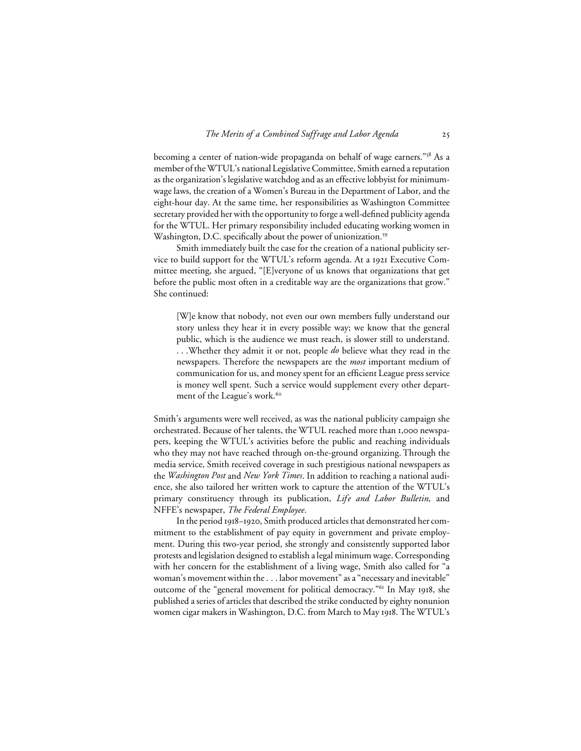becoming a center of nation-wide propaganda on behalf of wage earners."[58] As a member of the WTUL's national Legislative Committee, Smith earned a reputation as the organization's legislative watchdog and as an effective lobbyist for minimum-wage laws, the creation of a Women's Bureau in the Department of Labor, and the eight-hour day. At the same time, her responsibilities as Washington Committee secretary provided her with the opportunity to forge a well-defined publicity agenda for the WTUL. Her primary responsibility included educating working women in Washington, D.C. specifically about the power of unionization.[59]

Smith immediately built the case for the creation of a national publicity service to build support for the WTUL's reform agenda. At a 1921 Executive Committee meeting, she argued, "[E]veryone of us knows that organizations that get before the public most often in a creditable way are the organizations that grow." She continued:

> [W]e know that nobody, not even our own members fully understand our story unless they hear it in every possible way; we know that the general public, which is the audience we must reach, is slower still to understand. . . .Whether they admit it or not, people *do* believe what they read in the newspapers. Therefore the newspapers are the *most* important medium of communication for us, and money spent for an efficient League press service is money well spent. Such a service would supplement every other department of the League's work.[60]

Smith's arguments were well received, as was the national publicity campaign she orchestrated. Because of her talents, the WTUL reached more than 1,000 newspapers, keeping the WTUL's activities before the public and reaching individuals who they may not have reached through on-the-ground organizing. Through the media service, Smith received coverage in such prestigious national newspapers as the *Washington Post* and *New York Times*. In addition to reaching a national audience, she also tailored her written work to capture the attention of the WTUL's primary constituency through its publication, *Life and Labor Bulletin,* and NFFE's newspaper, *The Federal Employee*.

In the period 1918–1920, Smith produced articles that demonstrated her commitment to the establishment of pay equity in government and private employment. During this two-year period, she strongly and consistently supported labor protests and legislation designed to establish a legal minimum wage. Corresponding with her concern for the establishment of a living wage, Smith also called for "a woman's movement within the . . . labor movement" as a "necessary and inevitable" outcome of the "general movement for political democracy."[61] In May 1918, she published a series of articles that described the strike conducted by eighty nonunion women cigar makers in Washington, D.C. from March to May 1918. The WTUL's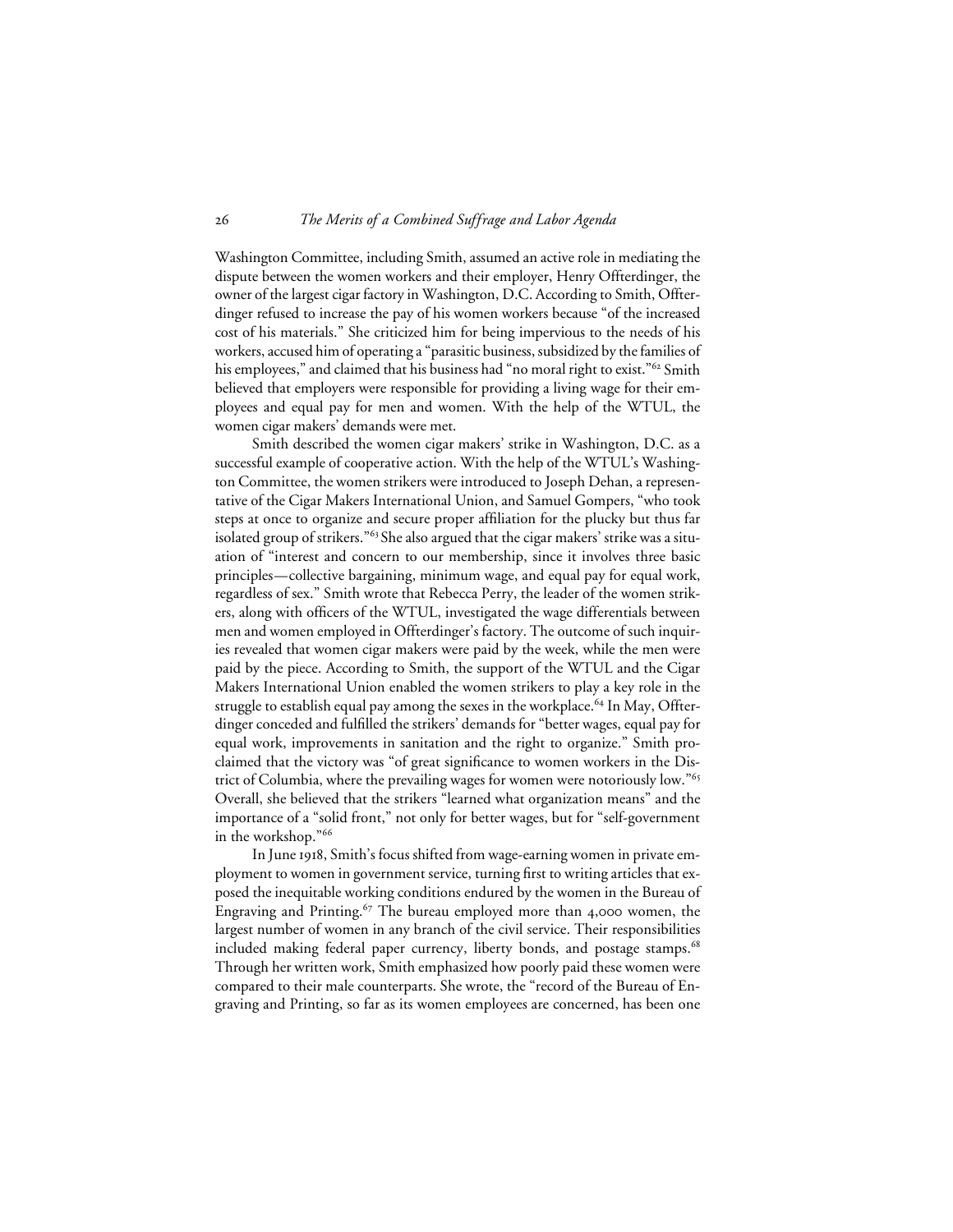Washington Committee, including Smith, assumed an active role in mediating the dispute between the women workers and their employer, Henry Offterdinger, the owner of the largest cigar factory in Washington, D.C. According to Smith, Offterdinger refused to increase the pay of his women workers because "of the increased cost of his materials." She criticized him for being impervious to the needs of his workers, accused him of operating a "parasitic business, subsidized by the families of his employees," and claimed that his business had "no moral right to exist."[62] Smith believed that employers were responsible for providing a living wage for their employees and equal pay for men and women. With the help of the WTUL, the women cigar makers' demands were met.

Smith described the women cigar makers' strike in Washington, D.C. as a successful example of cooperative action. With the help of the WTUL's Washington Committee, the women strikers were introduced to Joseph Dehan, a representative of the Cigar Makers International Union, and Samuel Gompers, "who took steps at once to organize and secure proper affiliation for the plucky but thus far isolated group of strikers."[63] She also argued that the cigar makers' strike was a situation of "interest and concern to our membership, since it involves three basic principles—collective bargaining, minimum wage, and equal pay for equal work, regardless of sex." Smith wrote that Rebecca Perry, the leader of the women strikers, along with officers of the WTUL, investigated the wage differentials between men and women employed in Offterdinger's factory. The outcome of such inquiries revealed that women cigar makers were paid by the week, while the men were paid by the piece. According to Smith, the support of the WTUL and the Cigar Makers International Union enabled the women strikers to play a key role in the struggle to establish equal pay among the sexes in the workplace.[64] In May, Offterdinger conceded and fulfilled the strikers' demands for "better wages, equal pay for equal work, improvements in sanitation and the right to organize." Smith proclaimed that the victory was "of great significance to women workers in the District of Columbia, where the prevailing wages for women were notoriously low."[65] Overall, she believed that the strikers "learned what organization means" and the importance of a "solid front," not only for better wages, but for "self-government in the workshop."[66]

In June 1918, Smith's focus shifted from wage-earning women in private employment to women in government service, turning first to writing articles that exposed the inequitable working conditions endured by the women in the Bureau of Engraving and Printing.[67] The bureau employed more than 4,000 women, the largest number of women in any branch of the civil service. Their responsibilities included making federal paper currency, liberty bonds, and postage stamps.[68] Through her written work, Smith emphasized how poorly paid these women were compared to their male counterparts. She wrote, the "record of the Bureau of Engraving and Printing, so far as its women employees are concerned, has been one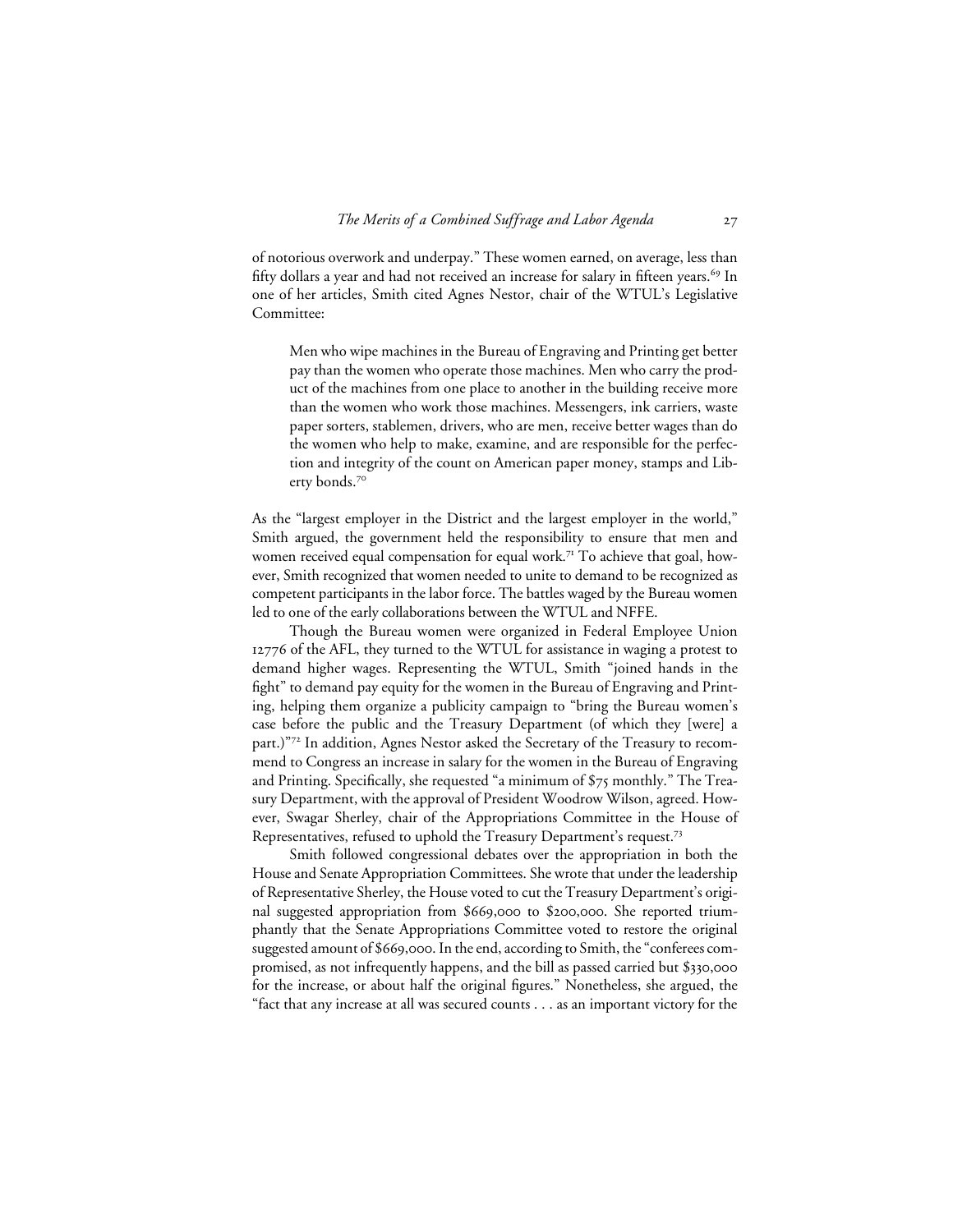of notorious overwork and underpay." These women earned, on average, less than fifty dollars a year and had not received an increase for salary in fifteen years.[69] In one of her articles, Smith cited Agnes Nestor, chair of the WTUL's Legislative Committee:

> Men who wipe machines in the Bureau of Engraving and Printing get better pay than the women who operate those machines. Men who carry the product of the machines from one place to another in the building receive more than the women who work those machines. Messengers, ink carriers, waste paper sorters, stablemen, drivers, who are men, receive better wages than do the women who help to make, examine, and are responsible for the perfection and integrity of the count on American paper money, stamps and Liberty bonds.[70]

As the "largest employer in the District and the largest employer in the world," Smith argued, the government held the responsibility to ensure that men and women received equal compensation for equal work.[71] To achieve that goal, however, Smith recognized that women needed to unite to demand to be recognized as competent participants in the labor force. The battles waged by the Bureau women led to one of the early collaborations between the WTUL and NFFE.

Though the Bureau women were organized in Federal Employee Union 12776 of the AFL, they turned to the WTUL for assistance in waging a protest to demand higher wages. Representing the WTUL, Smith "joined hands in the fight" to demand pay equity for the women in the Bureau of Engraving and Printing, helping them organize a publicity campaign to "bring the Bureau women's case before the public and the Treasury Department (of which they [were] a part.)"[72] In addition, Agnes Nestor asked the Secretary of the Treasury to recommend to Congress an increase in salary for the women in the Bureau of Engraving and Printing. Specifically, she requested "a minimum of $75 monthly." The Treasury Department, with the approval of President Woodrow Wilson, agreed. However, Swagar Sherley, chair of the Appropriations Committee in the House of Representatives, refused to uphold the Treasury Department's request.[73]

Smith followed congressional debates over the appropriation in both the House and Senate Appropriation Committees. She wrote that under the leadership of Representative Sherley, the House voted to cut the Treasury Department's original suggested appropriation from $669,000 to $200,000. She reported triumphantly that the Senate Appropriations Committee voted to restore the original suggested amount of $669,000. In the end, according to Smith, the "conferees compromised, as not infrequently happens, and the bill as passed carried but $330,000 for the increase, or about half the original figures." Nonetheless, she argued, the "fact that any increase at all was secured counts . . . as an important victory for the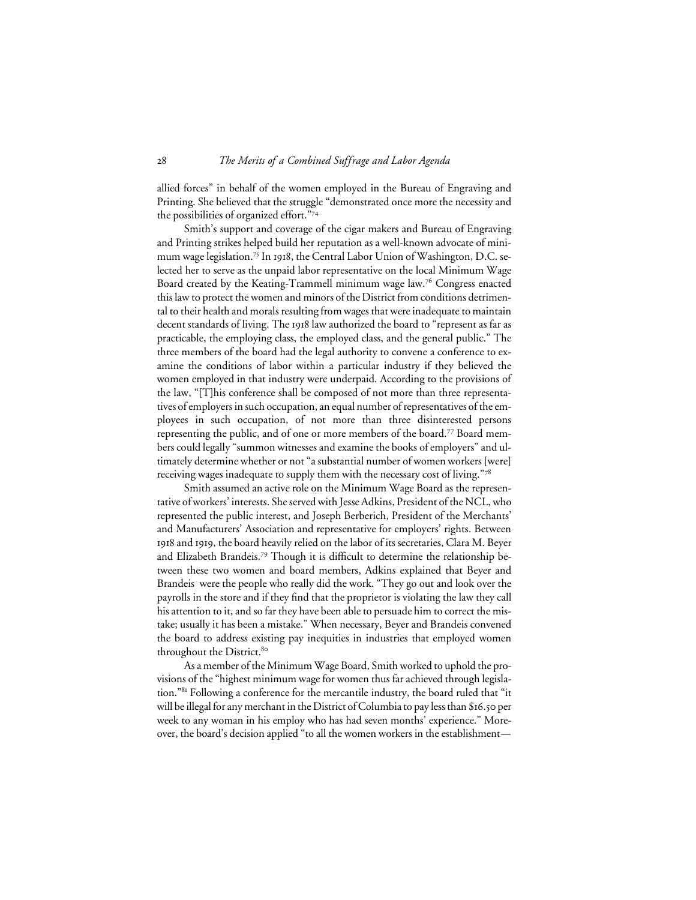allied forces" in behalf of the women employed in the Bureau of Engraving and Printing. She believed that the struggle "demonstrated once more the necessity and the possibilities of organized effort."[74]

Smith's support and coverage of the cigar makers and Bureau of Engraving and Printing strikes helped build her reputation as a well-known advocate of minimum wage legislation.[75] In 1918, the Central Labor Union of Washington, D.C. selected her to serve as the unpaid labor representative on the local Minimum Wage Board created by the Keating-Trammell minimum wage law.[76] Congress enacted this law to protect the women and minors of the District from conditions detrimental to their health and morals resulting from wages that were inadequate to maintain decent standards of living. The 1918 law authorized the board to "represent as far as practicable, the employing class, the employed class, and the general public." The three members of the board had the legal authority to convene a conference to examine the conditions of labor within a particular industry if they believed the women employed in that industry were underpaid. According to the provisions of the law, "[T]his conference shall be composed of not more than three representatives of employers in such occupation, an equal number of representatives of the employees in such occupation, of not more than three disinterested persons representing the public, and of one or more members of the board.[77] Board members could legally "summon witnesses and examine the books of employers" and ultimately determine whether or not "a substantial number of women workers [were] receiving wages inadequate to supply them with the necessary cost of living."[78]

Smith assumed an active role on the Minimum Wage Board as the representative of workers' interests. She served with Jesse Adkins, President of the NCL, who represented the public interest, and Joseph Berberich, President of the Merchants' and Manufacturers' Association and representative for employers' rights. Between 1918 and 1919, the board heavily relied on the labor of its secretaries, Clara M. Beyer and Elizabeth Brandeis.[79] Though it is difficult to determine the relationship between these two women and board members, Adkins explained that Beyer and Brandeis were the people who really did the work. "They go out and look over the payrolls in the store and if they find that the proprietor is violating the law they call his attention to it, and so far they have been able to persuade him to correct the mistake; usually it has been a mistake." When necessary, Beyer and Brandeis convened the board to address existing pay inequities in industries that employed women throughout the District.[80]

As a member of the Minimum Wage Board, Smith worked to uphold the provisions of the "highest minimum wage for women thus far achieved through legislation."[81] Following a conference for the mercantile industry, the board ruled that "it will be illegal for any merchant in the District of Columbia to pay less than $16.50 per week to any woman in his employ who has had seven months' experience." Moreover, the board's decision applied "to all the women workers in the establishment—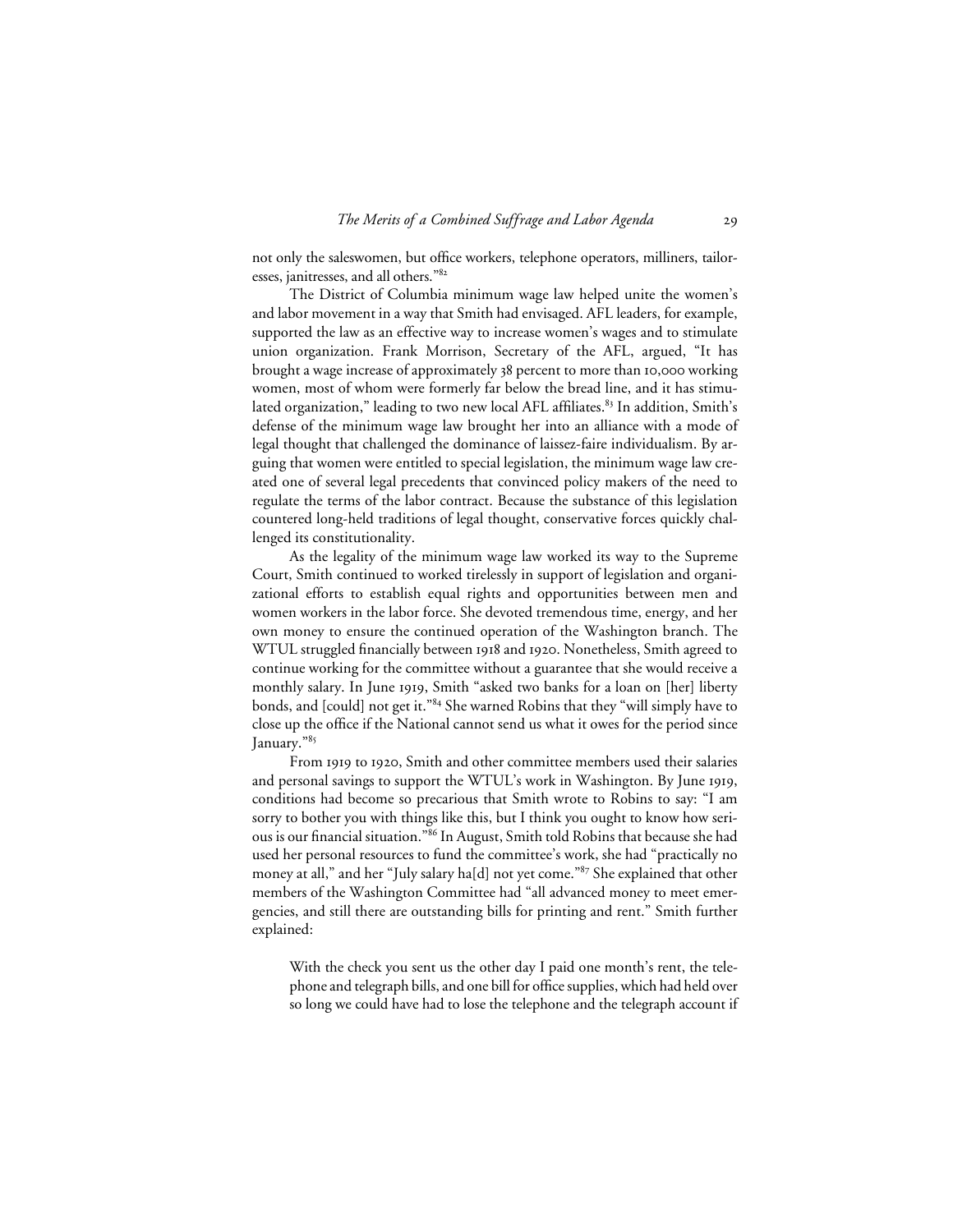not only the saleswomen, but office workers, telephone operators, milliners, tailoresses, janitresses, and all others."[82]

The District of Columbia minimum wage law helped unite the women's and labor movement in a way that Smith had envisaged. AFL leaders, for example, supported the law as an effective way to increase women's wages and to stimulate union organization. Frank Morrison, Secretary of the AFL, argued, "It has brought a wage increase of approximately 38 percent to more than 10,000 working women, most of whom were formerly far below the bread line, and it has stimulated organization," leading to two new local AFL affiliates.[83] In addition, Smith's defense of the minimum wage law brought her into an alliance with a mode of legal thought that challenged the dominance of laissez-faire individualism. By arguing that women were entitled to special legislation, the minimum wage law created one of several legal precedents that convinced policy makers of the need to regulate the terms of the labor contract. Because the substance of this legislation countered long-held traditions of legal thought, conservative forces quickly challenged its constitutionality.

As the legality of the minimum wage law worked its way to the Supreme Court, Smith continued to worked tirelessly in support of legislation and organizational efforts to establish equal rights and opportunities between men and women workers in the labor force. She devoted tremendous time, energy, and her own money to ensure the continued operation of the Washington branch. The WTUL struggled financially between 1918 and 1920. Nonetheless, Smith agreed to continue working for the committee without a guarantee that she would receive a monthly salary. In June 1919, Smith "asked two banks for a loan on [her] liberty bonds, and [could] not get it."[84] She warned Robins that they "will simply have to close up the office if the National cannot send us what it owes for the period since January."[85]

From 1919 to 1920, Smith and other committee members used their salaries and personal savings to support the WTUL's work in Washington. By June 1919, conditions had become so precarious that Smith wrote to Robins to say: "I am sorry to bother you with things like this, but I think you ought to know how serious is our financial situation."[86] In August, Smith told Robins that because she had used her personal resources to fund the committee's work, she had "practically no money at all," and her "July salary ha[d] not yet come."[87] She explained that other members of the Washington Committee had "all advanced money to meet emergencies, and still there are outstanding bills for printing and rent." Smith further explained:

> With the check you sent us the other day I paid one month's rent, the telephone and telegraph bills, and one bill for office supplies, which had held over so long we could have had to lose the telephone and the telegraph account if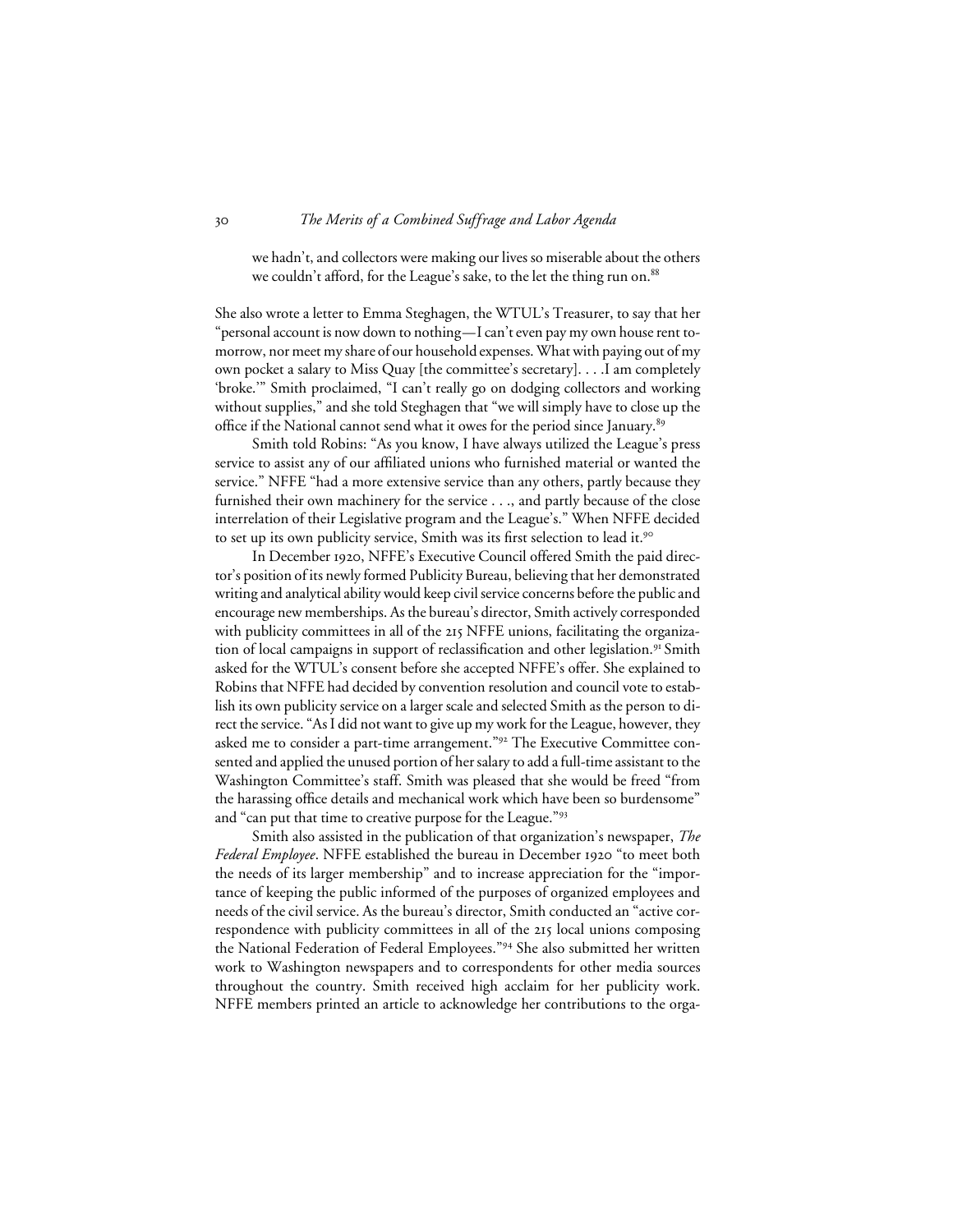> we hadn't, and collectors were making our lives so miserable about the others we couldn't afford, for the League's sake, to the let the thing run on.[88]

She also wrote a letter to Emma Steghagen, the WTUL's Treasurer, to say that her "personal account is now down to nothing—I can't even pay my own house rent tomorrow, nor meet my share of our household expenses. What with paying out of my own pocket a salary to Miss Quay [the committee's secretary]. . . .I am completely 'broke.'" Smith proclaimed, "I can't really go on dodging collectors and working without supplies," and she told Steghagen that "we will simply have to close up the office if the National cannot send what it owes for the period since January.[89]

Smith told Robins: "As you know, I have always utilized the League's press service to assist any of our affiliated unions who furnished material or wanted the service." NFFE "had a more extensive service than any others, partly because they furnished their own machinery for the service . . ., and partly because of the close interrelation of their Legislative program and the League's." When NFFE decided to set up its own publicity service, Smith was its first selection to lead it.[90]

In December 1920, NFFE's Executive Council offered Smith the paid director's position of its newly formed Publicity Bureau, believing that her demonstrated writing and analytical ability would keep civil service concerns before the public and encourage new memberships. As the bureau's director, Smith actively corresponded with publicity committees in all of the 215 NFFE unions, facilitating the organization of local campaigns in support of reclassification and other legislation.[91] Smith asked for the WTUL's consent before she accepted NFFE's offer. She explained to Robins that NFFE had decided by convention resolution and council vote to establish its own publicity service on a larger scale and selected Smith as the person to direct the service. "As I did not want to give up my work for the League, however, they asked me to consider a part-time arrangement."[92] The Executive Committee consented and applied the unused portion of her salary to add a full-time assistant to the Washington Committee's staff. Smith was pleased that she would be freed "from the harassing office details and mechanical work which have been so burdensome" and "can put that time to creative purpose for the League."[93]

Smith also assisted in the publication of that organization's newspaper, *The Federal Employee*. NFFE established the bureau in December 1920 "to meet both the needs of its larger membership" and to increase appreciation for the "importance of keeping the public informed of the purposes of organized employees and needs of the civil service. As the bureau's director, Smith conducted an "active correspondence with publicity committees in all of the 215 local unions composing the National Federation of Federal Employees."[94] She also submitted her written work to Washington newspapers and to correspondents for other media sources throughout the country. Smith received high acclaim for her publicity work. NFFE members printed an article to acknowledge her contributions to the orga-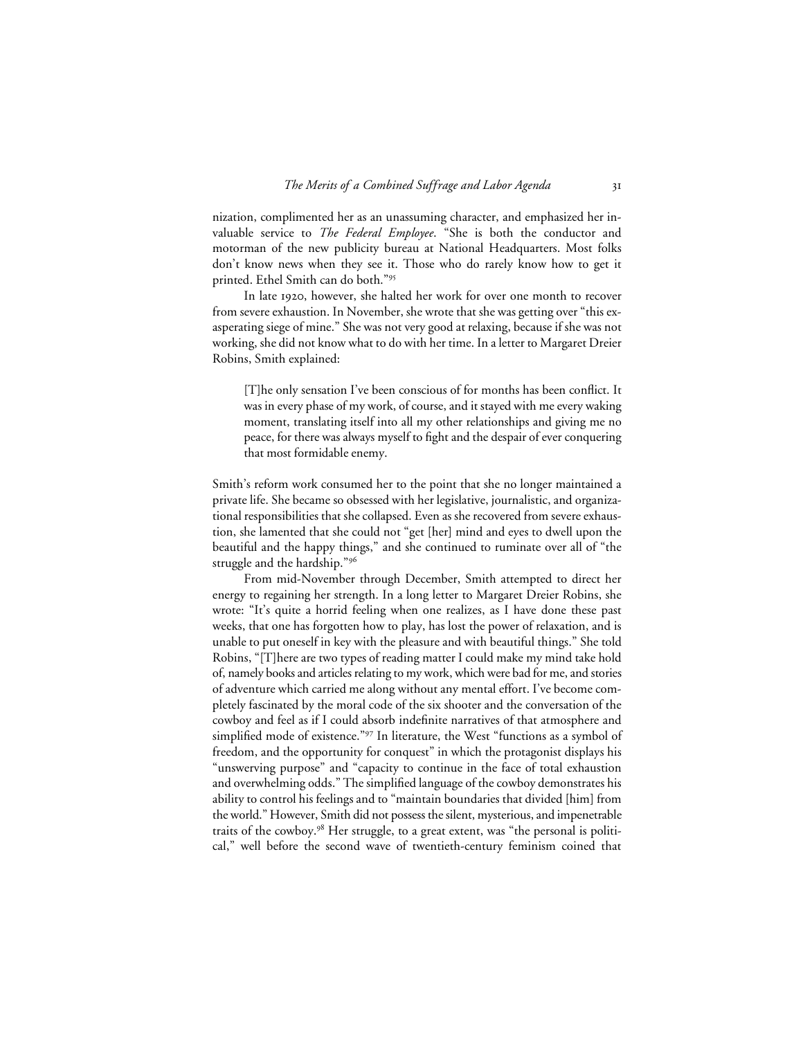nization, complimented her as an unassuming character, and emphasized her invaluable service to *The Federal Employee*. "She is both the conductor and motorman of the new publicity bureau at National Headquarters. Most folks don't know news when they see it. Those who do rarely know how to get it printed. Ethel Smith can do both."[95]

In late 1920, however, she halted her work for over one month to recover from severe exhaustion. In November, she wrote that she was getting over "this exasperating siege of mine." She was not very good at relaxing, because if she was not working, she did not know what to do with her time. In a letter to Margaret Dreier Robins, Smith explained:

> [T]he only sensation I've been conscious of for months has been conflict. It was in every phase of my work, of course, and it stayed with me every waking moment, translating itself into all my other relationships and giving me no peace, for there was always myself to fight and the despair of ever conquering that most formidable enemy.

Smith's reform work consumed her to the point that she no longer maintained a private life. She became so obsessed with her legislative, journalistic, and organizational responsibilities that she collapsed. Even as she recovered from severe exhaustion, she lamented that she could not "get [her] mind and eyes to dwell upon the beautiful and the happy things," and she continued to ruminate over all of "the struggle and the hardship."[96]

From mid-November through December, Smith attempted to direct her energy to regaining her strength. In a long letter to Margaret Dreier Robins, she wrote: "It's quite a horrid feeling when one realizes, as I have done these past weeks, that one has forgotten how to play, has lost the power of relaxation, and is unable to put oneself in key with the pleasure and with beautiful things." She told Robins, "[T]here are two types of reading matter I could make my mind take hold of, namely books and articles relating to my work, which were bad for me, and stories of adventure which carried me along without any mental effort. I've become completely fascinated by the moral code of the six shooter and the conversation of the cowboy and feel as if I could absorb indefinite narratives of that atmosphere and simplified mode of existence."[97] In literature, the West "functions as a symbol of freedom, and the opportunity for conquest" in which the protagonist displays his "unswerving purpose" and "capacity to continue in the face of total exhaustion and overwhelming odds." The simplified language of the cowboy demonstrates his ability to control his feelings and to "maintain boundaries that divided [him] from the world." However, Smith did not possess the silent, mysterious, and impenetrable traits of the cowboy.[98] Her struggle, to a great extent, was "the personal is political," well before the second wave of twentieth-century feminism coined that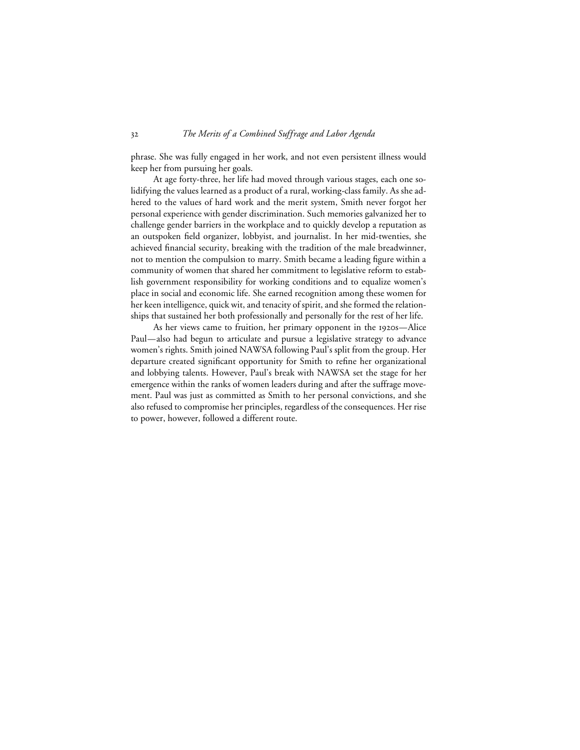phrase. She was fully engaged in her work, and not even persistent illness would keep her from pursuing her goals.

At age forty-three, her life had moved through various stages, each one solidifying the values learned as a product of a rural, working-class family. As she adhered to the values of hard work and the merit system, Smith never forgot her personal experience with gender discrimination. Such memories galvanized her to challenge gender barriers in the workplace and to quickly develop a reputation as an outspoken field organizer, lobbyist, and journalist. In her mid-twenties, she achieved financial security, breaking with the tradition of the male breadwinner, not to mention the compulsion to marry. Smith became a leading figure within a community of women that shared her commitment to legislative reform to establish government responsibility for working conditions and to equalize women's place in social and economic life. She earned recognition among these women for her keen intelligence, quick wit, and tenacity of spirit, and she formed the relationships that sustained her both professionally and personally for the rest of her life.

As her views came to fruition, her primary opponent in the 1920s—Alice Paul—also had begun to articulate and pursue a legislative strategy to advance women's rights. Smith joined NAWSA following Paul's split from the group. Her departure created significant opportunity for Smith to refine her organizational and lobbying talents. However, Paul's break with NAWSA set the stage for her emergence within the ranks of women leaders during and after the suffrage movement. Paul was just as committed as Smith to her personal convictions, and she also refused to compromise her principles, regardless of the consequences. Her rise to power, however, followed a different route.